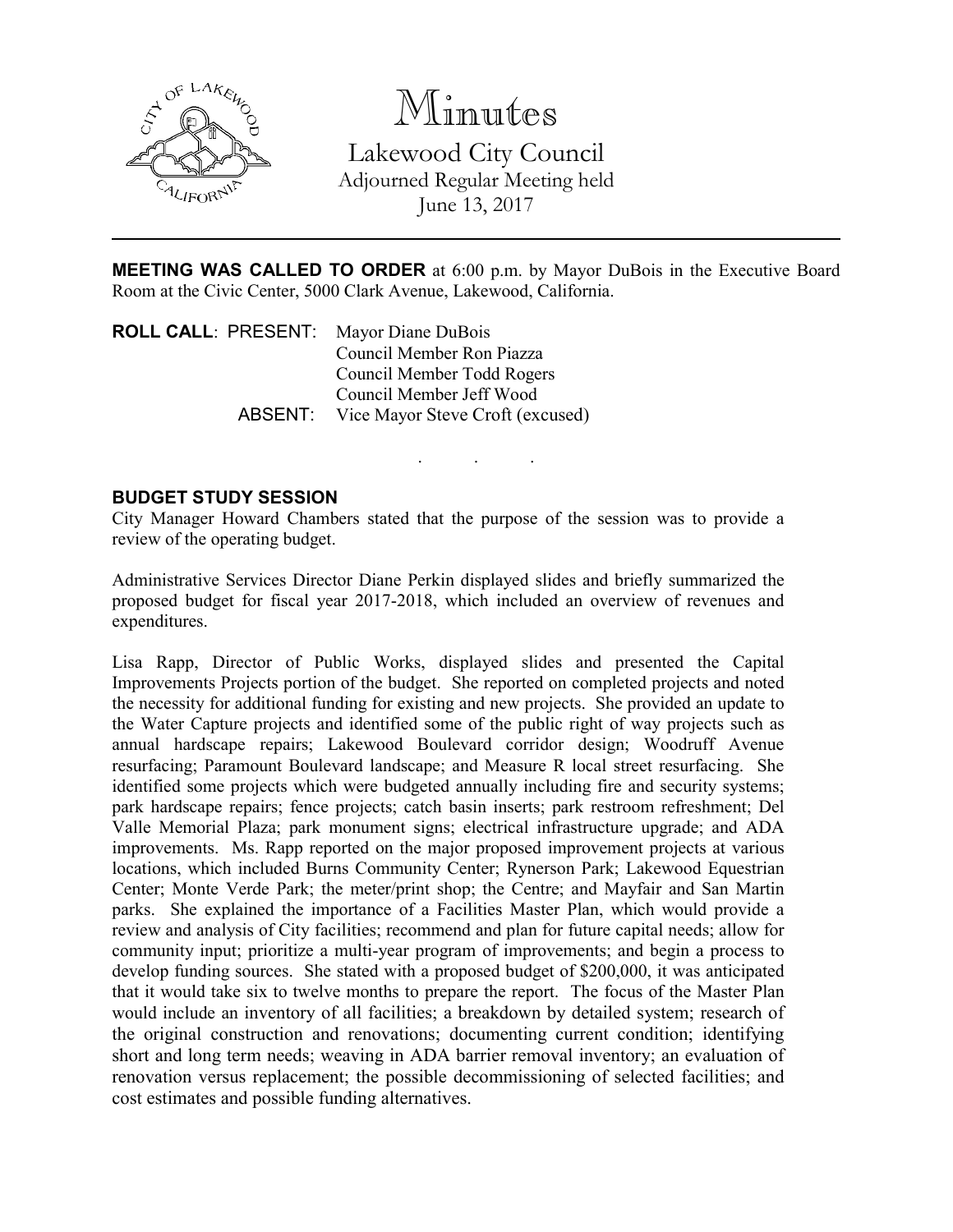# Minutes

## Lakewood City Council

Adjourned Regular Meeting held
June 13, 2017

---

**MEETING WAS CALLED TO ORDER** at 6:00 p.m. by Mayor DuBois in the Executive Board Room at the Civic Center, 5000 Clark Avenue, Lakewood, California.

**ROLL CALL**: PRESENT: Mayor Diane DuBois
Council Member Ron Piazza
Council Member Todd Rogers
Council Member Jeff Wood
ABSENT: Vice Mayor Steve Croft (excused)

. . .

**BUDGET STUDY SESSION**

City Manager Howard Chambers stated that the purpose of the session was to provide a review of the operating budget.

Administrative Services Director Diane Perkin displayed slides and briefly summarized the proposed budget for fiscal year 2017-2018, which included an overview of revenues and expenditures.

Lisa Rapp, Director of Public Works, displayed slides and presented the Capital Improvements Projects portion of the budget. She reported on completed projects and noted the necessity for additional funding for existing and new projects. She provided an update to the Water Capture projects and identified some of the public right of way projects such as annual hardscape repairs; Lakewood Boulevard corridor design; Woodruff Avenue resurfacing; Paramount Boulevard landscape; and Measure R local street resurfacing. She identified some projects which were budgeted annually including fire and security systems; park hardscape repairs; fence projects; catch basin inserts; park restroom refreshment; Del Valle Memorial Plaza; park monument signs; electrical infrastructure upgrade; and ADA improvements. Ms. Rapp reported on the major proposed improvement projects at various locations, which included Burns Community Center; Rynerson Park; Lakewood Equestrian Center; Monte Verde Park; the meter/print shop; the Centre; and Mayfair and San Martin parks. She explained the importance of a Facilities Master Plan, which would provide a review and analysis of City facilities; recommend and plan for future capital needs; allow for community input; prioritize a multi-year program of improvements; and begin a process to develop funding sources. She stated with a proposed budget of $200,000, it was anticipated that it would take six to twelve months to prepare the report. The focus of the Master Plan would include an inventory of all facilities; a breakdown by detailed system; research of the original construction and renovations; documenting current condition; identifying short and long term needs; weaving in ADA barrier removal inventory; an evaluation of renovation versus replacement; the possible decommissioning of selected facilities; and cost estimates and possible funding alternatives.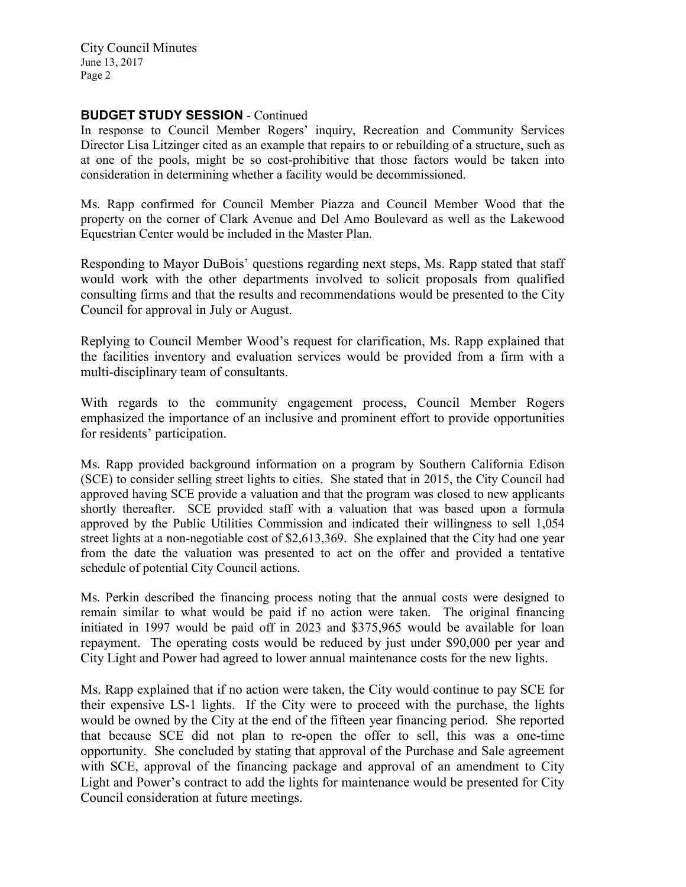## BUDGET STUDY SESSION - Continued

In response to Council Member Rogers' inquiry, Recreation and Community Services Director Lisa Litzinger cited as an example that repairs to or rebuilding of a structure, such as at one of the pools, might be so cost-prohibitive that those factors would be taken into consideration in determining whether a facility would be decommissioned.

Ms. Rapp confirmed for Council Member Piazza and Council Member Wood that the property on the corner of Clark Avenue and Del Amo Boulevard as well as the Lakewood Equestrian Center would be included in the Master Plan.

Responding to Mayor DuBois' questions regarding next steps, Ms. Rapp stated that staff would work with the other departments involved to solicit proposals from qualified consulting firms and that the results and recommendations would be presented to the City Council for approval in July or August.

Replying to Council Member Wood's request for clarification, Ms. Rapp explained that the facilities inventory and evaluation services would be provided from a firm with a multi-disciplinary team of consultants.

With regards to the community engagement process, Council Member Rogers emphasized the importance of an inclusive and prominent effort to provide opportunities for residents' participation.

Ms. Rapp provided background information on a program by Southern California Edison (SCE) to consider selling street lights to cities. She stated that in 2015, the City Council had approved having SCE provide a valuation and that the program was closed to new applicants shortly thereafter. SCE provided staff with a valuation that was based upon a formula approved by the Public Utilities Commission and indicated their willingness to sell 1,054 street lights at a non-negotiable cost of $2,613,369. She explained that the City had one year from the date the valuation was presented to act on the offer and provided a tentative schedule of potential City Council actions.

Ms. Perkin described the financing process noting that the annual costs were designed to remain similar to what would be paid if no action were taken. The original financing initiated in 1997 would be paid off in 2023 and $375,965 would be available for loan repayment. The operating costs would be reduced by just under $90,000 per year and City Light and Power had agreed to lower annual maintenance costs for the new lights.

Ms. Rapp explained that if no action were taken, the City would continue to pay SCE for their expensive LS-1 lights. If the City were to proceed with the purchase, the lights would be owned by the City at the end of the fifteen year financing period. She reported that because SCE did not plan to re-open the offer to sell, this was a one-time opportunity. She concluded by stating that approval of the Purchase and Sale agreement with SCE, approval of the financing package and approval of an amendment to City Light and Power's contract to add the lights for maintenance would be presented for City Council consideration at future meetings.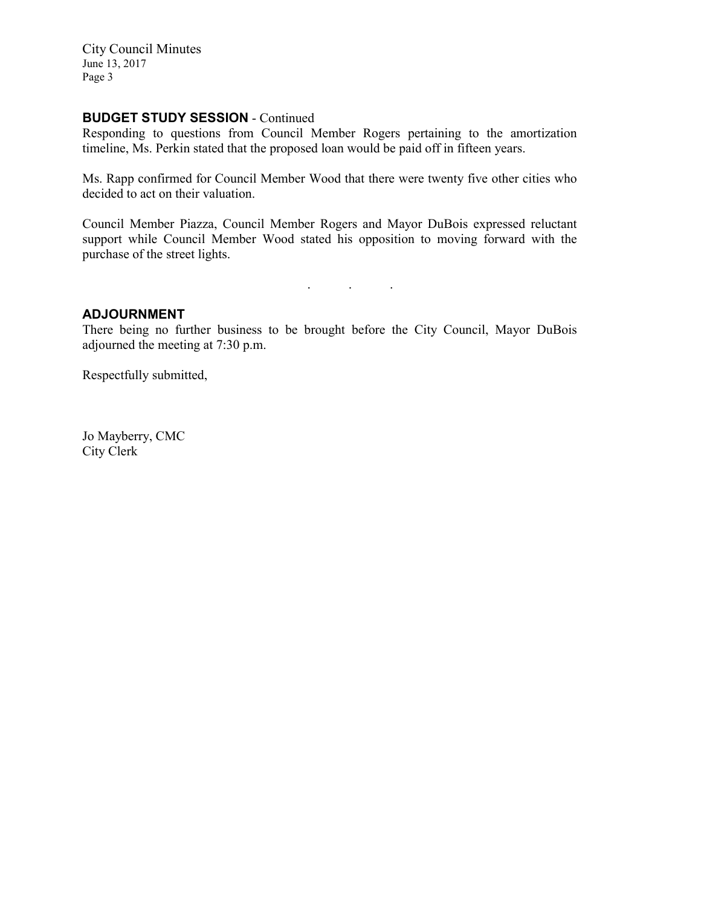## BUDGET STUDY SESSION - Continued

Responding to questions from Council Member Rogers pertaining to the amortization timeline, Ms. Perkin stated that the proposed loan would be paid off in fifteen years.

Ms. Rapp confirmed for Council Member Wood that there were twenty five other cities who decided to act on their valuation.

Council Member Piazza, Council Member Rogers and Mayor DuBois expressed reluctant support while Council Member Wood stated his opposition to moving forward with the purchase of the street lights.

. . .

## ADJOURNMENT

There being no further business to be brought before the City Council, Mayor DuBois adjourned the meeting at 7:30 p.m.

Respectfully submitted,

Jo Mayberry, CMC
City Clerk